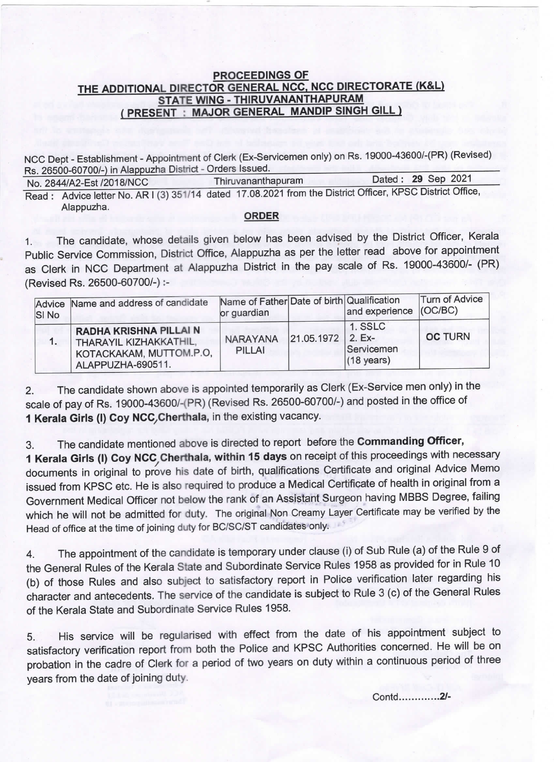**PROCEEDINGS OF**
**THE ADDITIONAL DIRECTOR GENERAL NCC, NCC DIRECTORATE (K&L)**
**STATE WING - THIRUVANANTHAPURAM**
**( PRESENT : MAJOR GENERAL MANDIP SINGH GILL )**

NCC Dept - Establishment - Appointment of Clerk (Ex-Servicemen only) on Rs. 19000-43600/-(PR) (Revised) Rs. 26500-60700/-) in Alappuzha District - Orders Issued.

No. 2844/A2-Est /2018/NCC          Thiruvananthapuram          Dated : **29** Sep 2021

Read : Advice letter No. AR I (3) 351/14 dated 17.08.2021 from the District Officer, KPSC District Office, Alappuzha.

**ORDER**

1. The candidate, whose details given below has been advised by the District Officer, Kerala Public Service Commission, District Office, Alappuzha as per the letter read above for appointment as Clerk in NCC Department at Alappuzha District in the pay scale of Rs. 19000-43600/- (PR) (Revised Rs. 26500-60700/-) :-

| Advice Sl No | Name and address of candidate | Name of Father or guardian | Date of birth | Qualification and experience | Turn of Advice (OC/BC) |
|---|---|---|---|---|---|
| 1. | **RADHA KRISHNA PILLAI N** THARAYIL KIZHAKKATHIL, KOTACKAKAM, MUTTOM.P.O, ALAPPUZHA-690511. | NARAYANA PILLAI | 21.05.1972 | 1. SSLC 2. Ex-Servicemen (18 years) | **OC TURN** |

2. The candidate shown above is appointed temporarily as Clerk (Ex-Service men only) in the scale of pay of Rs. 19000-43600/-(PR) (Revised Rs. 26500-60700/-) and posted in the office of **1 Kerala Girls (I) Coy NCC, Cherthala,** in the existing vacancy.

3. The candidate mentioned above is directed to report before the **Commanding Officer, 1 Kerala Girls (I) Coy NCC, Cherthala, within 15 days** on receipt of this proceedings with necessary documents in original to prove his date of birth, qualifications Certificate and original Advice Memo issued from KPSC etc. He is also required to produce a Medical Certificate of health in original from a Government Medical Officer not below the rank of an Assistant Surgeon having MBBS Degree, failing which he will not be admitted for duty. The original Non Creamy Layer Certificate may be verified by the Head of office at the time of joining duty for BC/SC/ST candidates only.

4. The appointment of the candidate is temporary under clause (i) of Sub Rule (a) of the Rule 9 of the General Rules of the Kerala State and Subordinate Service Rules 1958 as provided for in Rule 10 (b) of those Rules and also subject to satisfactory report in Police verification later regarding his character and antecedents. The service of the candidate is subject to Rule 3 (c) of the General Rules of the Kerala State and Subordinate Service Rules 1958.

5. His service will be regularised with effect from the date of his appointment subject to satisfactory verification report from both the Police and KPSC Authorities concerned. He will be on probation in the cadre of Clerk for a period of two years on duty within a continuous period of three years from the date of joining duty.

Contd............2/-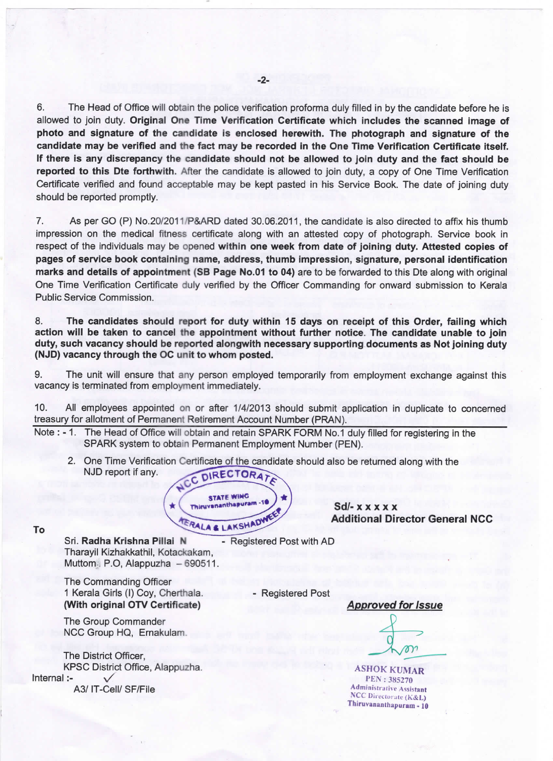6. The Head of Office will obtain the police verification proforma duly filled in by the candidate before he is allowed to join duty. **Original One Time Verification Certificate which includes the scanned image of photo and signature of the candidate is enclosed herewith. The photograph and signature of the candidate may be verified and the fact may be recorded in the One Time Verification Certificate itself. If there is any discrepancy the candidate should not be allowed to join duty and the fact should be reported to this Dte forthwith.** After the candidate is allowed to join duty, a copy of One Time Verification Certificate verified and found acceptable may be kept pasted in his Service Book. The date of joining duty should be reported promptly.

7. As per GO (P) No.20/2011/P&ARD dated 30.06.2011, the candidate is also directed to affix his thumb impression on the medical fitness certificate along with an attested copy of photograph. Service book in respect of the individuals may be opened **within one week from date of joining duty. Attested copies of pages of service book containing name, address, thumb impression, signature, personal identification marks and details of appointment (SB Page No.01 to 04)** are to be forwarded to this Dte along with original One Time Verification Certificate duly verified by the Officer Commanding for onward submission to Kerala Public Service Commission.

8. **The candidates should report for duty within 15 days on receipt of this Order, failing which action will be taken to cancel the appointment without further notice. The candidate unable to join duty, such vacancy should be reported alongwith necessary supporting documents as Not joining duty (NJD) vacancy through the OC unit to whom posted.**

9. The unit will ensure that any person employed temporarily from employment exchange against this vacancy is terminated from employment immediately.

10. All employees appointed on or after 1/4/2013 should submit application in duplicate to concerned treasury for allotment of Permanent Retirement Account Number (PRAN).

Note : - 1. The Head of Office will obtain and retain SPARK FORM No.1 duly filled for registering in the SPARK system to obtain Permanent Employment Number (PEN).

2. One Time Verification Certificate of the candidate should also be returned along with the NJD report if any.

NCC DIRECTORATE
STATE WING
Thiruvananthapuram -10
KERALA & LAKSHADWEEP

**Sd/- x x x x x**
**Additional Director General NCC**

To

Sri. **Radha Krishna Pillai N** - Registered Post with AD
Tharayil Kizhakkathil, Kotackakam,
Muttom P.O, Alappuzha – 690511.

The Commanding Officer
1 Kerala Girls (I) Coy, Cherthala. - Registered Post
**(With original OTV Certificate)**

The Group Commander
NCC Group HQ, Ernakulam.

The District Officer,
KPSC District Office, Alappuzha.

Internal :- ✓
A3/ IT-Cell/ SF/File

***Approved for Issue***

**ASHOK KUMAR**
**PEN : 385270**
**Administrative Assistant**
**NCC Directorate (K&L)**
**Thiruvananthapuram - 10**